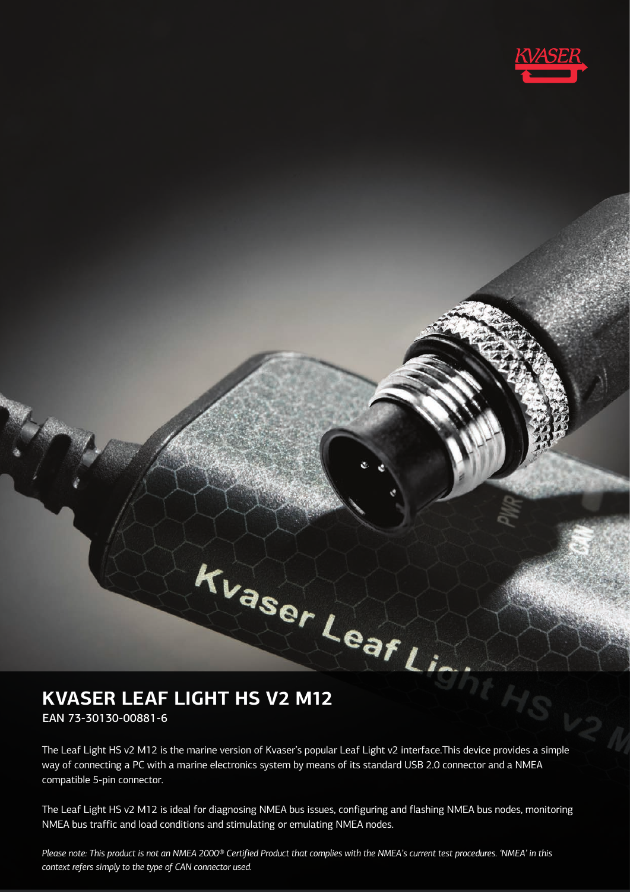# KVASER LEAF LIGHT HS V2 M12

EAN 73-30130-00881-6

The Leaf Light HS v2 M12 is the marine version of Kvaser's popular Leaf Light v2 interface.This device provides a simple way of connecting a PC with a marine electronics system by means of its standard USB 2.0 connector and a NMEA compatible 5-pin connector.

The Leaf Light HS v2 M12 is ideal for diagnosing NMEA bus issues, configuring and flashing NMEA bus nodes, monitoring NMEA bus traffic and load conditions and stimulating or emulating NMEA nodes.

*Please note: This product is not an NMEA 2000® Certified Product that complies with the NMEA's current test procedures. 'NMEA' in this context refers simply to the type of CAN connector used.*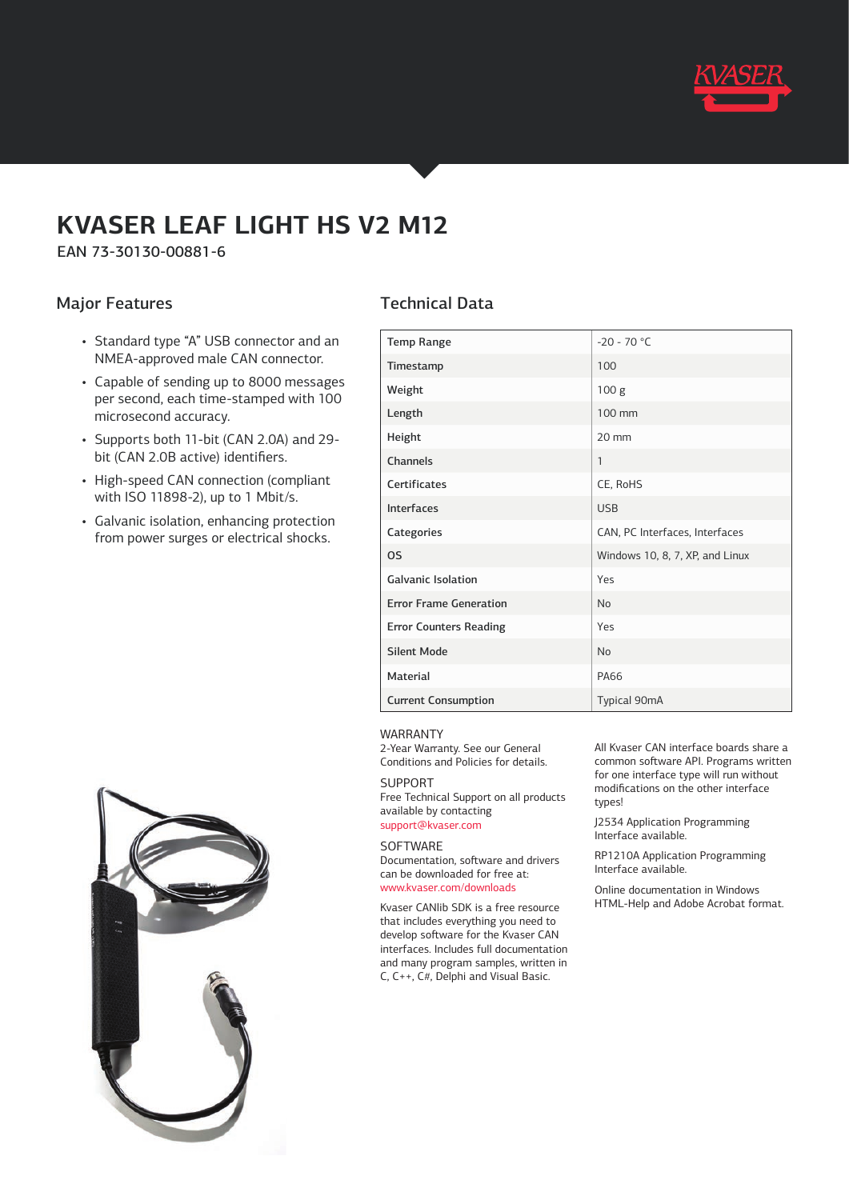# KVASER LEAF LIGHT HS V2 M12

EAN 73-30130-00881-6

## Major Features

- Standard type "A" USB connector and an NMEA-approved male CAN connector.
- Capable of sending up to 8000 messages per second, each time-stamped with 100 microsecond accuracy.
- Supports both 11-bit (CAN 2.0A) and 29-bit (CAN 2.0B active) identifiers.
- High-speed CAN connection (compliant with ISO 11898-2), up to 1 Mbit/s.
- Galvanic isolation, enhancing protection from power surges or electrical shocks.

## Technical Data

| | |
|---|---|
| Temp Range | -20 - 70 °C |
| Timestamp | 100 |
| Weight | 100 g |
| Length | 100 mm |
| Height | 20 mm |
| Channels | 1 |
| Certificates | CE, RoHS |
| Interfaces | USB |
| Categories | CAN, PC Interfaces, Interfaces |
| OS | Windows 10, 8, 7, XP, and Linux |
| Galvanic Isolation | Yes |
| Error Frame Generation | No |
| Error Counters Reading | Yes |
| Silent Mode | No |
| Material | PA66 |
| Current Consumption | Typical 90mA |

WARRANTY
2-Year Warranty. See our General Conditions and Policies for details.

SUPPORT
Free Technical Support on all products available by contacting support@kvaser.com

SOFTWARE
Documentation, software and drivers can be downloaded for free at: www.kvaser.com/downloads

Kvaser CANlib SDK is a free resource that includes everything you need to develop software for the Kvaser CAN interfaces. Includes full documentation and many program samples, written in C, C++, C#, Delphi and Visual Basic.

All Kvaser CAN interface boards share a common software API. Programs written for one interface type will run without modifications on the other interface types!

J2534 Application Programming Interface available.

RP1210A Application Programming Interface available.

Online documentation in Windows HTML-Help and Adobe Acrobat format.